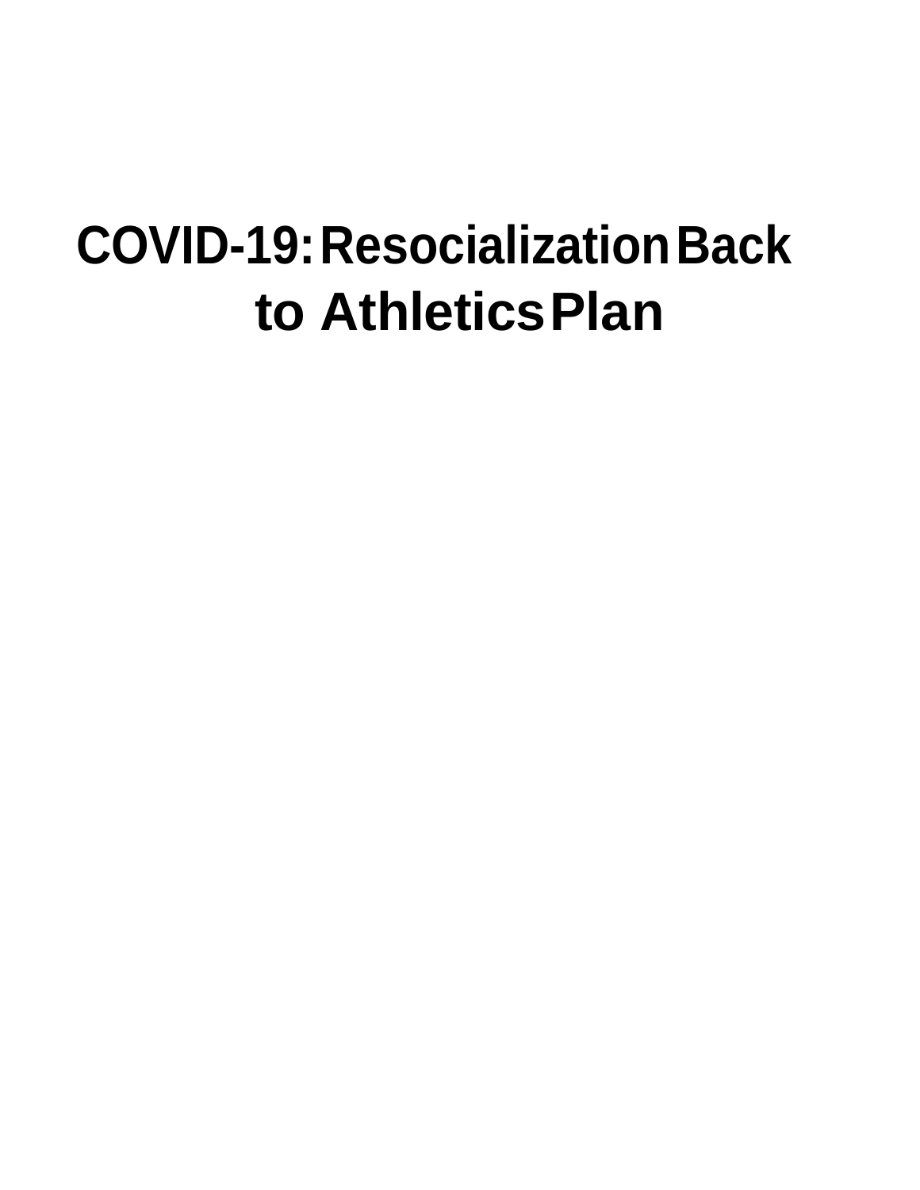# COVID-19: Resocialization Back to Athletics Plan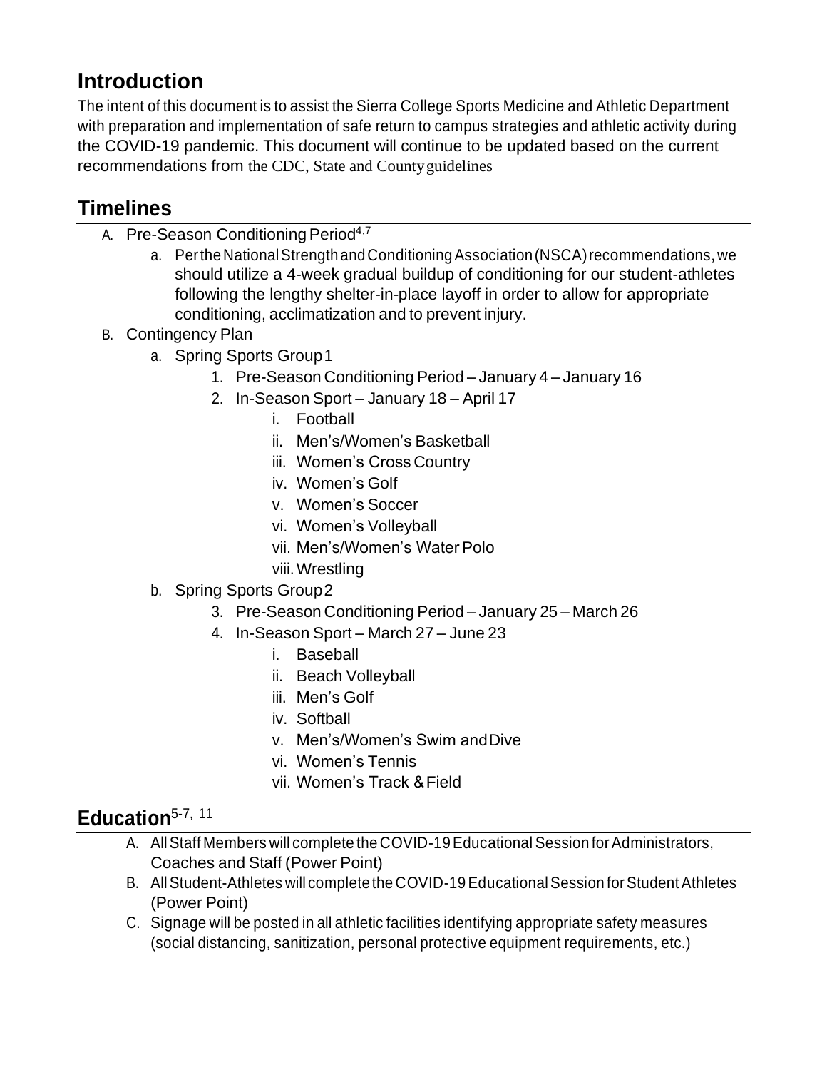## Introduction

The intent of this document is to assist the Sierra College Sports Medicine and Athletic Department with preparation and implementation of safe return to campus strategies and athletic activity during the COVID-19 pandemic. This document will continue to be updated based on the current recommendations from the CDC, State and County guidelines

## Timelines

A. Pre-Season Conditioning Period[4,7]
   a. Per the National Strength and Conditioning Association (NSCA) recommendations, we should utilize a 4-week gradual buildup of conditioning for our student-athletes following the lengthy shelter-in-place layoff in order to allow for appropriate conditioning, acclimatization and to prevent injury.

B. Contingency Plan
   a. Spring Sports Group 1
      1. Pre-Season Conditioning Period – January 4 – January 16
      2. In-Season Sport – January 18 – April 17
         i. Football
         ii. Men's/Women's Basketball
         iii. Women's Cross Country
         iv. Women's Golf
         v. Women's Soccer
         vi. Women's Volleyball
         vii. Men's/Women's Water Polo
         viii. Wrestling
   b. Spring Sports Group 2
      3. Pre-Season Conditioning Period – January 25 – March 26
      4. In-Season Sport – March 27 – June 23
         i. Baseball
         ii. Beach Volleyball
         iii. Men's Golf
         iv. Softball
         v. Men's/Women's Swim and Dive
         vi. Women's Tennis
         vii. Women's Track & Field

## Education[5-7, 11]

A. All Staff Members will complete the COVID-19 Educational Session for Administrators, Coaches and Staff (Power Point)

B. All Student-Athletes will complete the COVID-19 Educational Session for Student Athletes (Power Point)

C. Signage will be posted in all athletic facilities identifying appropriate safety measures (social distancing, sanitization, personal protective equipment requirements, etc.)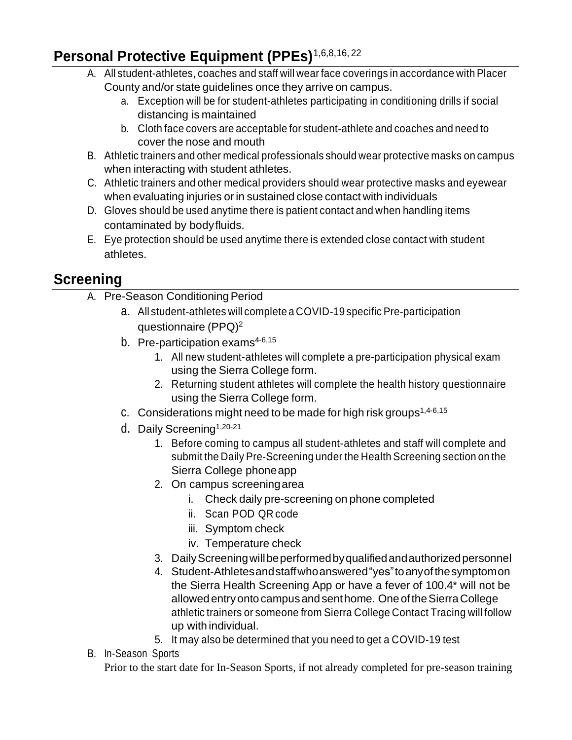## Personal Protective Equipment (PPEs)[1,6,8,16,22]

A. All student-athletes, coaches and staff will wear face coverings in accordance with Placer County and/or state guidelines once they arrive on campus.
    a. Exception will be for student-athletes participating in conditioning drills if social distancing is maintained
    b. Cloth face covers are acceptable for student-athlete and coaches and need to cover the nose and mouth
B. Athletic trainers and other medical professionals should wear protective masks on campus when interacting with student athletes.
C. Athletic trainers and other medical providers should wear protective masks and eyewear when evaluating injuries or in sustained close contact with individuals
D. Gloves should be used anytime there is patient contact and when handling items contaminated by body fluids.
E. Eye protection should be used anytime there is extended close contact with student athletes.

## Screening

A. Pre-Season Conditioning Period
    a. All student-athletes will complete a COVID-19 specific Pre-participation questionnaire (PPQ)[2]
    b. Pre-participation exams[4-6,15]
        1. All new student-athletes will complete a pre-participation physical exam using the Sierra College form.
        2. Returning student athletes will complete the health history questionnaire using the Sierra College form.
    c. Considerations might need to be made for high risk groups[1,4-6,15]
    d. Daily Screening[1,20-21]
        1. Before coming to campus all student-athletes and staff will complete and submit the Daily Pre-Screening under the Health Screening section on the Sierra College phone app
        2. On campus screening area
            i. Check daily pre-screening on phone completed
            ii. Scan POD QR code
            iii. Symptom check
            iv. Temperature check
        3. Daily Screening will be performed by qualified and authorized personnel
        4. Student-Athletes and staff who answered "yes" to any of the symptom on the Sierra Health Screening App or have a fever of 100.4* will not be allowed entry onto campus and sent home. One of the Sierra College athletic trainers or someone from Sierra College Contact Tracing will follow up with individual.
        5. It may also be determined that you need to get a COVID-19 test
B. In-Season Sports

    Prior to the start date for In-Season Sports, if not already completed for pre-season training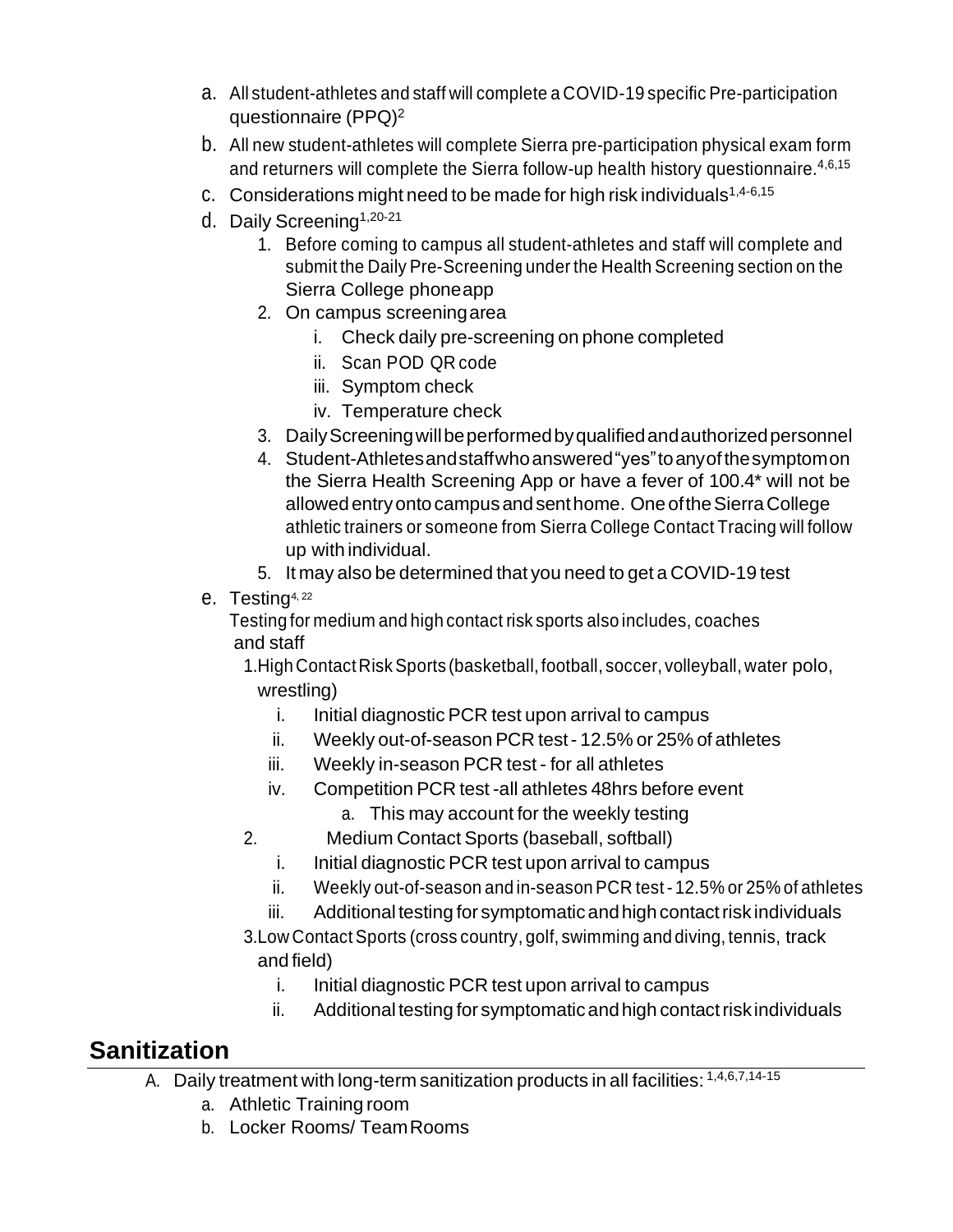a. All student-athletes and staff will complete a COVID-19 specific Pre-participation questionnaire (PPQ)[2]

b. All new student-athletes will complete Sierra pre-participation physical exam form and returners will complete the Sierra follow-up health history questionnaire.[4,6,15]

c. Considerations might need to be made for high risk individuals[1,4-6,15]

d. Daily Screening[1,20-21]

   1. Before coming to campus all student-athletes and staff will complete and submit the Daily Pre-Screening under the Health Screening section on the Sierra College phone app
   2. On campus screening area
      i. Check daily pre-screening on phone completed
      ii. Scan POD QR code
      iii. Symptom check
      iv. Temperature check
   3. Daily Screening will be performed by qualified and authorized personnel
   4. Student-Athletes and staff who answered "yes" to any of the symptom on the Sierra Health Screening App or have a fever of 100.4* will not be allowed entry onto campus and sent home. One of the Sierra College athletic trainers or someone from Sierra College Contact Tracing will follow up with individual.
   5. It may also be determined that you need to get a COVID-19 test

e. Testing[4, 22]

   Testing for medium and high contact risk sports also includes, coaches and staff

   1. High Contact Risk Sports (basketball, football, soccer, volleyball, water polo, wrestling)
      i. Initial diagnostic PCR test upon arrival to campus
      ii. Weekly out-of-season PCR test - 12.5% or 25% of athletes
      iii. Weekly in-season PCR test - for all athletes
      iv. Competition PCR test -all athletes 48hrs before event
         a. This may account for the weekly testing
   2. Medium Contact Sports (baseball, softball)
      i. Initial diagnostic PCR test upon arrival to campus
      ii. Weekly out-of-season and in-season PCR test - 12.5% or 25% of athletes
      iii. Additional testing for symptomatic and high contact risk individuals
   3. Low Contact Sports (cross country, golf, swimming and diving, tennis, track and field)
      i. Initial diagnostic PCR test upon arrival to campus
      ii. Additional testing for symptomatic and high contact risk individuals

## Sanitization

A. Daily treatment with long-term sanitization products in all facilities: [1,4,6,7,14-15]

   a. Athletic Training room
   b. Locker Rooms/ Team Rooms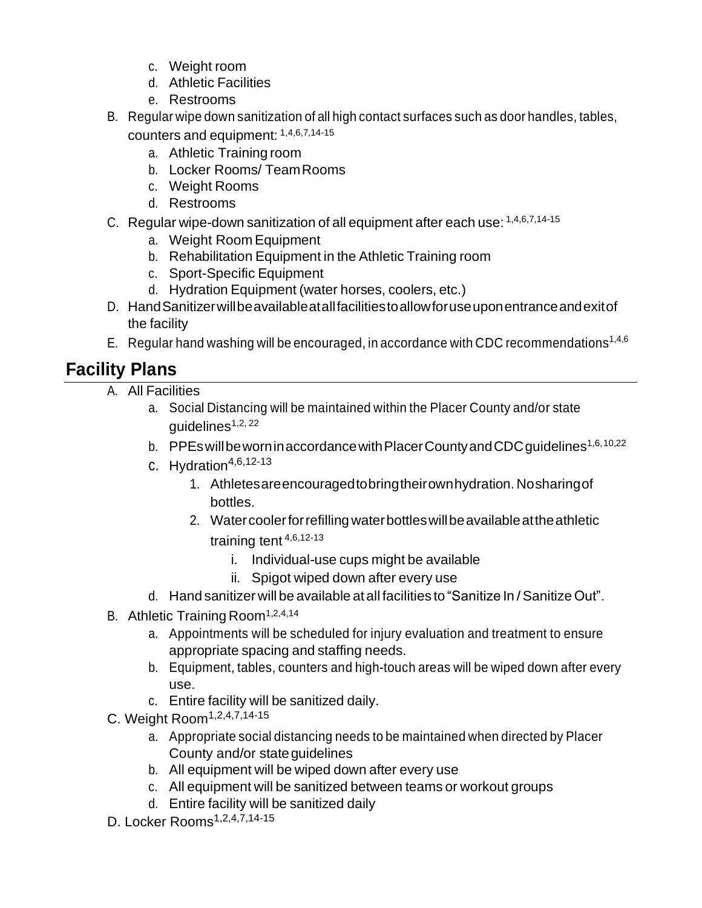c. Weight room
   d. Athletic Facilities
   e. Restrooms

B. Regular wipe down sanitization of all high contact surfaces such as door handles, tables, counters and equipment: [1,4,6,7,14-15]
   a. Athletic Training room
   b. Locker Rooms/ Team Rooms
   c. Weight Rooms
   d. Restrooms

C. Regular wipe-down sanitization of all equipment after each use: [1,4,6,7,14-15]
   a. Weight Room Equipment
   b. Rehabilitation Equipment in the Athletic Training room
   c. Sport-Specific Equipment
   d. Hydration Equipment (water horses, coolers, etc.)

D. Hand Sanitizer will be available at all facilities to allow for use upon entrance and exit of the facility

E. Regular hand washing will be encouraged, in accordance with CDC recommendations[1,4,6]

## Facility Plans

A. All Facilities
   a. Social Distancing will be maintained within the Placer County and/or state guidelines[1,2, 22]
   b. PPEs will be worn in accordance with Placer County and CDC guidelines[1,6,10,22]
   c. Hydration[4,6,12-13]
      1. Athletes are encouraged to bring their own hydration. No sharing of bottles.
      2. Water cooler for refilling water bottles will be available at the athletic training tent [4,6,12-13]
         i. Individual-use cups might be available
         ii. Spigot wiped down after every use
   d. Hand sanitizer will be available at all facilities to "Sanitize In / Sanitize Out".

B. Athletic Training Room[1,2,4,14]
   a. Appointments will be scheduled for injury evaluation and treatment to ensure appropriate spacing and staffing needs.
   b. Equipment, tables, counters and high-touch areas will be wiped down after every use.
   c. Entire facility will be sanitized daily.

C. Weight Room[1,2,4,7,14-15]
   a. Appropriate social distancing needs to be maintained when directed by Placer County and/or state guidelines
   b. All equipment will be wiped down after every use
   c. All equipment will be sanitized between teams or workout groups
   d. Entire facility will be sanitized daily

D. Locker Rooms[1,2,4,7,14-15]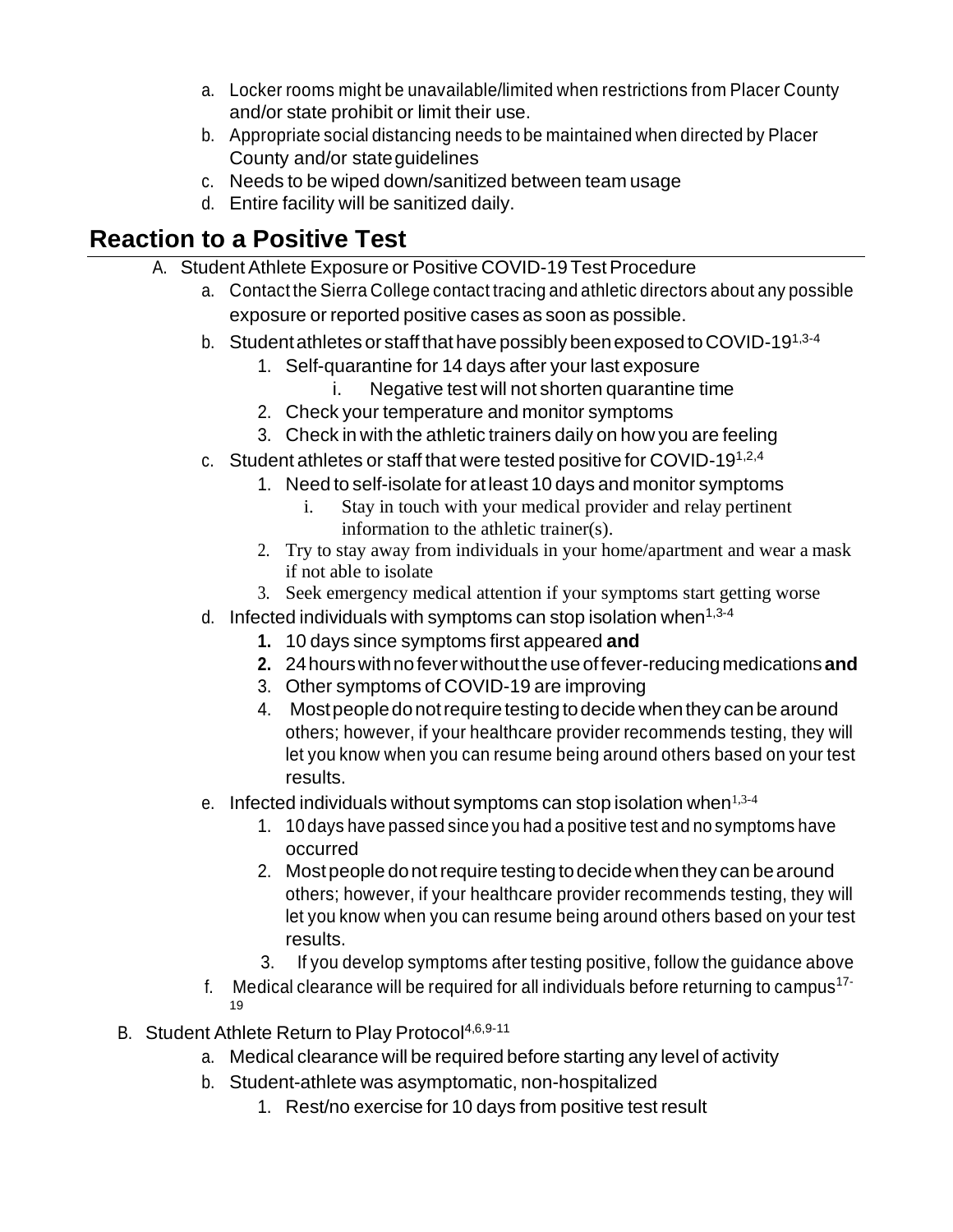a. Locker rooms might be unavailable/limited when restrictions from Placer County and/or state prohibit or limit their use.
b. Appropriate social distancing needs to be maintained when directed by Placer County and/or state guidelines
c. Needs to be wiped down/sanitized between team usage
d. Entire facility will be sanitized daily.

## Reaction to a Positive Test

A. Student Athlete Exposure or Positive COVID-19 Test Procedure
   a. Contact the Sierra College contact tracing and athletic directors about any possible exposure or reported positive cases as soon as possible.
   b. Student athletes or staff that have possibly been exposed to COVID-19[1,3-4]
      1. Self-quarantine for 14 days after your last exposure
         i. Negative test will not shorten quarantine time
      2. Check your temperature and monitor symptoms
      3. Check in with the athletic trainers daily on how you are feeling
   c. Student athletes or staff that were tested positive for COVID-19[1,2,4]
      1. Need to self-isolate for at least 10 days and monitor symptoms
         i. Stay in touch with your medical provider and relay pertinent information to the athletic trainer(s).
      2. Try to stay away from individuals in your home/apartment and wear a mask if not able to isolate
      3. Seek emergency medical attention if your symptoms start getting worse
   d. Infected individuals with symptoms can stop isolation when[1,3-4]
      1. 10 days since symptoms first appeared **and**
      2. 24 hours with no fever without the use of fever-reducing medications **and**
      3. Other symptoms of COVID-19 are improving
      4. Most people do not require testing to decide when they can be around others; however, if your healthcare provider recommends testing, they will let you know when you can resume being around others based on your test results.
   e. Infected individuals without symptoms can stop isolation when[1,3-4]
      1. 10 days have passed since you had a positive test and no symptoms have occurred
      2. Most people do not require testing to decide when they can be around others; however, if your healthcare provider recommends testing, they will let you know when you can resume being around others based on your test results.
      3. If you develop symptoms after testing positive, follow the guidance above
   f. Medical clearance will be required for all individuals before returning to campus[17-19]

B. Student Athlete Return to Play Protocol[4,6,9-11]
   a. Medical clearance will be required before starting any level of activity
   b. Student-athlete was asymptomatic, non-hospitalized
      1. Rest/no exercise for 10 days from positive test result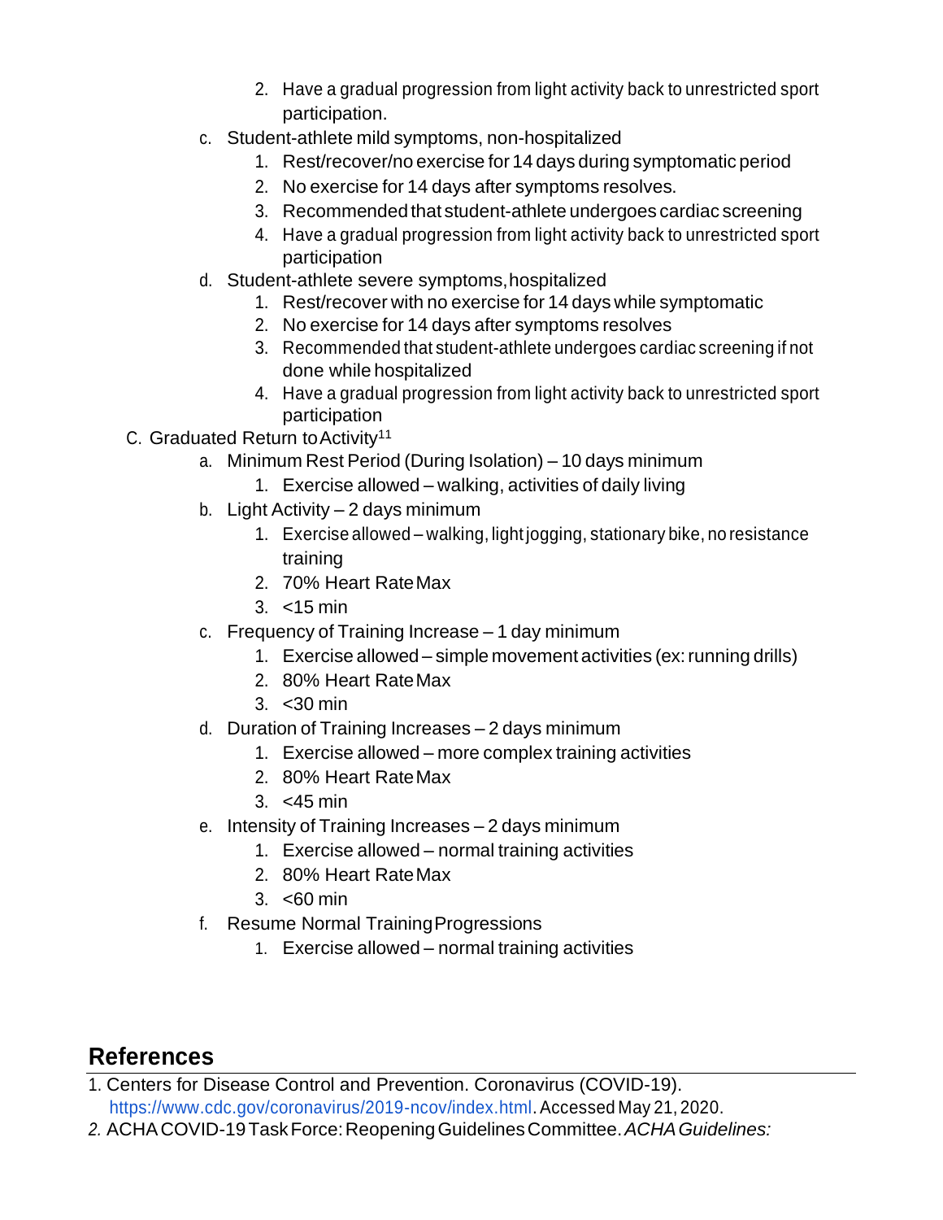2. Have a gradual progression from light activity back to unrestricted sport participation.

c. Student-athlete mild symptoms, non-hospitalized
   1. Rest/recover/no exercise for 14 days during symptomatic period
   2. No exercise for 14 days after symptoms resolves.
   3. Recommended that student-athlete undergoes cardiac screening
   4. Have a gradual progression from light activity back to unrestricted sport participation

d. Student-athlete severe symptoms, hospitalized
   1. Rest/recover with no exercise for 14 days while symptomatic
   2. No exercise for 14 days after symptoms resolves
   3. Recommended that student-athlete undergoes cardiac screening if not done while hospitalized
   4. Have a gradual progression from light activity back to unrestricted sport participation

C. Graduated Return to Activity[11]

a. Minimum Rest Period (During Isolation) – 10 days minimum
   1. Exercise allowed – walking, activities of daily living

b. Light Activity – 2 days minimum
   1. Exercise allowed – walking, light jogging, stationary bike, no resistance training
   2. 70% Heart Rate Max
   3. <15 min

c. Frequency of Training Increase – 1 day minimum
   1. Exercise allowed – simple movement activities (ex: running drills)
   2. 80% Heart Rate Max
   3. <30 min

d. Duration of Training Increases – 2 days minimum
   1. Exercise allowed – more complex training activities
   2. 80% Heart Rate Max
   3. <45 min

e. Intensity of Training Increases – 2 days minimum
   1. Exercise allowed – normal training activities
   2. 80% Heart Rate Max
   3. <60 min

f. Resume Normal Training Progressions
   1. Exercise allowed – normal training activities

## References

1. Centers for Disease Control and Prevention. Coronavirus (COVID-19). https://www.cdc.gov/coronavirus/2019-ncov/index.html. Accessed May 21, 2020.
2. ACHA COVID-19 Task Force: Reopening Guidelines Committee. *ACHA Guidelines:*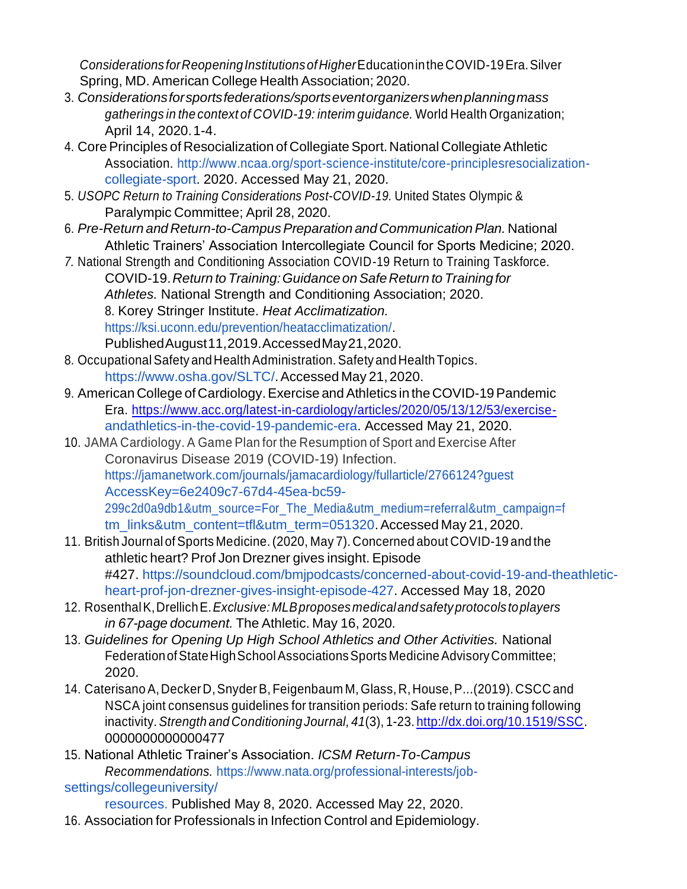*Considerations for Reopening Institutions of Higher* Education in the COVID-19 Era. Silver Spring, MD. American College Health Association; 2020.

3. *Considerations for sports federations/sports event organizers when planning mass gatherings in the context of COVID-19: interim guidance.* World Health Organization; April 14, 2020. 1-4.
4. Core Principles of Resocialization of Collegiate Sport. National Collegiate Athletic Association. http://www.ncaa.org/sport-science-institute/core-principlesresocialization-collegiate-sport. 2020. Accessed May 21, 2020.
5. *USOPC Return to Training Considerations Post-COVID-19.* United States Olympic & Paralympic Committee; April 28, 2020.
6. *Pre-Return and Return-to-Campus Preparation and Communication Plan.* National Athletic Trainers' Association Intercollegiate Council for Sports Medicine; 2020.
7. National Strength and Conditioning Association COVID-19 Return to Training Taskforce. COVID-19. *Return to Training: Guidance on Safe Return to Training for Athletes.* National Strength and Conditioning Association; 2020.
   8. Korey Stringer Institute. *Heat Acclimatization.* https://ksi.uconn.edu/prevention/heatacclimatization/. Published August 11, 2019. Accessed May 21, 2020.
8. Occupational Safety and Health Administration. Safety and Health Topics. https://www.osha.gov/SLTC/. Accessed May 21, 2020.
9. American College of Cardiology. Exercise and Athletics in the COVID-19 Pandemic Era. https://www.acc.org/latest-in-cardiology/articles/2020/05/13/12/53/exercise-andathletics-in-the-covid-19-pandemic-era. Accessed May 21, 2020.
10. JAMA Cardiology. A Game Plan for the Resumption of Sport and Exercise After Coronavirus Disease 2019 (COVID-19) Infection. https://jamanetwork.com/journals/jamacardiology/fullarticle/2766124?guestAccessKey=6e2409c7-67d4-45ea-bc59-299c2d0a9db1&utm_source=For_The_Media&utm_medium=referral&utm_campaign=ftm_links&utm_content=tfl&utm_term=051320. Accessed May 21, 2020.
11. British Journal of Sports Medicine. (2020, May 7). Concerned about COVID-19 and the athletic heart? Prof Jon Drezner gives insight. Episode #427. https://soundcloud.com/bmjpodcasts/concerned-about-covid-19-and-theathletic-heart-prof-jon-drezner-gives-insight-episode-427. Accessed May 18, 2020
12. Rosenthal K, Drellich E. *Exclusive: MLB proposes medical and safety protocols to players in 67-page document.* The Athletic. May 16, 2020.
13. *Guidelines for Opening Up High School Athletics and Other Activities.* National Federation of State High School Associations Sports Medicine Advisory Committee; 2020.
14. Caterisano A, Decker D, Snyder B, Feigenbaum M, Glass, R, House, P...(2019). CSCC and NSCA joint consensus guidelines for transition periods: Safe return to training following inactivity. *Strength and Conditioning Journal, 41*(3), 1-23. http://dx.doi.org/10.1519/SSC.0000000000000477
15. National Athletic Trainer's Association. *ICSM Return-To-Campus Recommendations.* https://www.nata.org/professional-interests/job-settings/collegeuniversity/resources. Published May 8, 2020. Accessed May 22, 2020.
16. Association for Professionals in Infection Control and Epidemiology.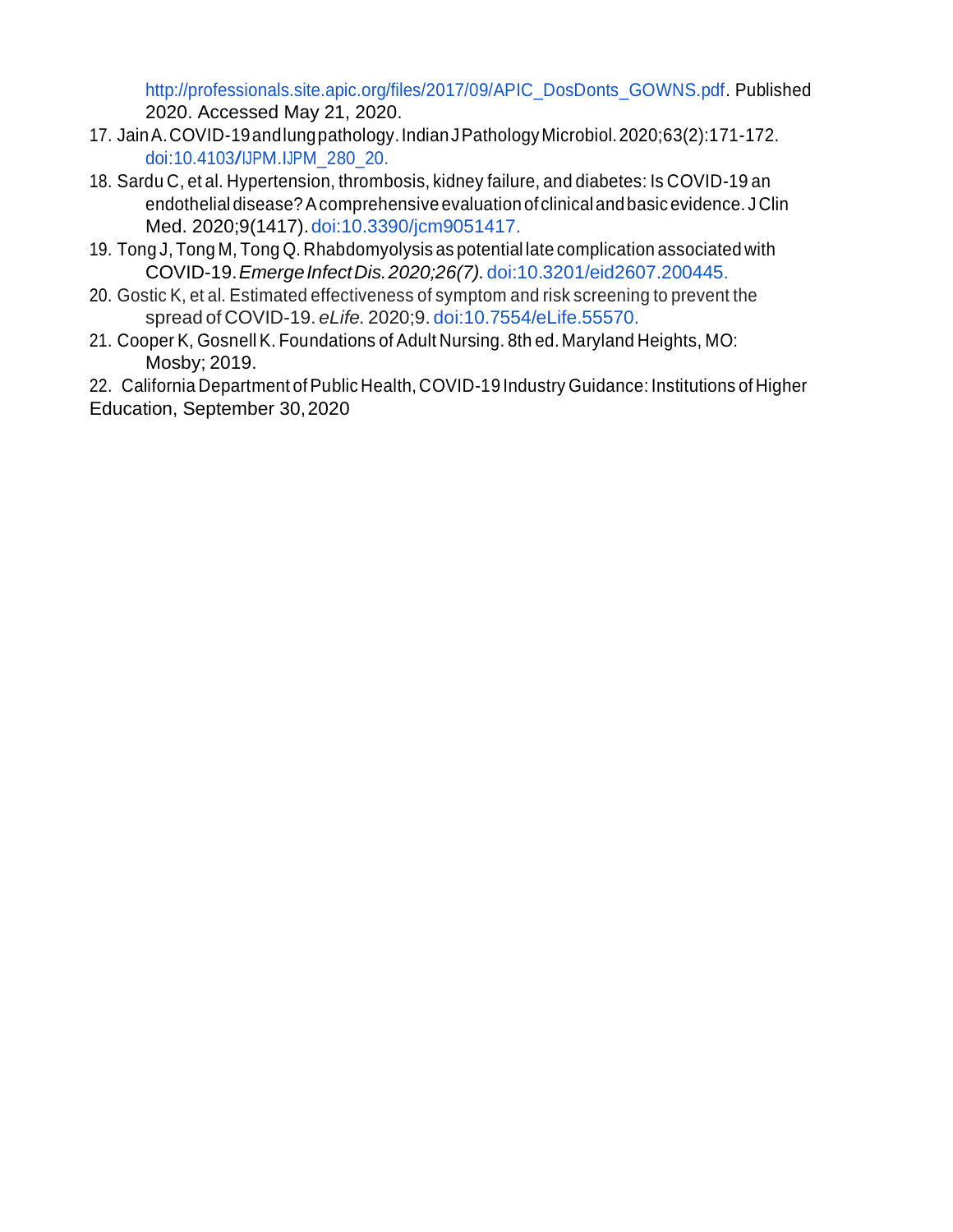http://professionals.site.apic.org/files/2017/09/APIC_DosDonts_GOWNS.pdf. Published 2020. Accessed May 21, 2020.

17. Jain A. COVID-19 and lung pathology. Indian J Pathology Microbiol. 2020;63(2):171-172. doi:10.4103/IJPM.IJPM_280_20.
18. Sardu C, et al. Hypertension, thrombosis, kidney failure, and diabetes: Is COVID-19 an endothelial disease? A comprehensive evaluation of clinical and basic evidence. J Clin Med. 2020;9(1417). doi:10.3390/jcm9051417.
19. Tong J, Tong M, Tong Q. Rhabdomyolysis as potential late complication associated with COVID-19. *Emerge Infect Dis. 2020;26(7).* doi:10.3201/eid2607.200445.
20. Gostic K, et al. Estimated effectiveness of symptom and risk screening to prevent the spread of COVID-19. *eLife.* 2020;9. doi:10.7554/eLife.55570.
21. Cooper K, Gosnell K. Foundations of Adult Nursing. 8th ed. Maryland Heights, MO: Mosby; 2019.
22. California Department of Public Health, COVID-19 Industry Guidance: Institutions of Higher Education, September 30, 2020